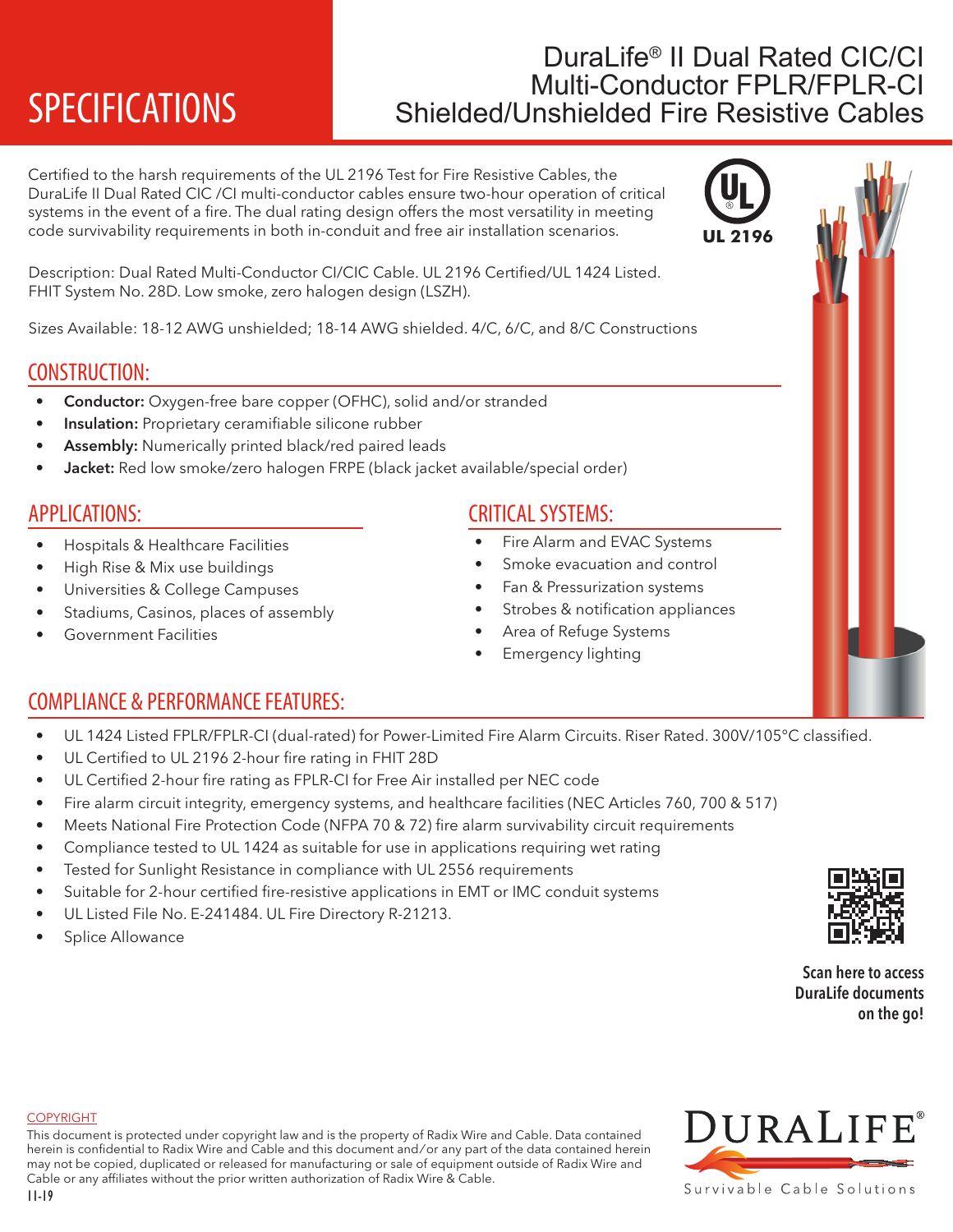# SPECIFICATIONS

## DuraLife® II Dual Rated CIC/CI Multi-Conductor FPLR/FPLR-CI Shielded/Unshielded Fire Resistive Cables

Certified to the harsh requirements of the UL 2196 Test for Fire Resistive Cables, the DuraLife II Dual Rated CIC /CI multi-conductor cables ensure two-hour operation of critical systems in the event of a fire. The dual rating design offers the most versatility in meeting code survivability requirements in both in-conduit and free air installation scenarios.

UL 2196

Description: Dual Rated Multi-Conductor CI/CIC Cable. UL 2196 Certified/UL 1424 Listed. FHIT System No. 28D. Low smoke, zero halogen design (LSZH).

Sizes Available: 18-12 AWG unshielded; 18-14 AWG shielded. 4/C, 6/C, and 8/C Constructions

## CONSTRUCTION:

- **Conductor:** Oxygen-free bare copper (OFHC), solid and/or stranded
- **Insulation:** Proprietary ceramifiable silicone rubber
- **Assembly:** Numerically printed black/red paired leads
- **Jacket:** Red low smoke/zero halogen FRPE (black jacket available/special order)

## APPLICATIONS:

- Hospitals & Healthcare Facilities
- High Rise & Mix use buildings
- Universities & College Campuses
- Stadiums, Casinos, places of assembly
- Government Facilities

## CRITICAL SYSTEMS:

- Fire Alarm and EVAC Systems
- Smoke evacuation and control
- Fan & Pressurization systems
- Strobes & notification appliances
- Area of Refuge Systems
- Emergency lighting

## COMPLIANCE & PERFORMANCE FEATURES:

- UL 1424 Listed FPLR/FPLR-CI (dual-rated) for Power-Limited Fire Alarm Circuits. Riser Rated. 300V/105°C classified.
- UL Certified to UL 2196 2-hour fire rating in FHIT 28D
- UL Certified 2-hour fire rating as FPLR-CI for Free Air installed per NEC code
- Fire alarm circuit integrity, emergency systems, and healthcare facilities (NEC Articles 760, 700 & 517)
- Meets National Fire Protection Code (NFPA 70 & 72) fire alarm survivability circuit requirements
- Compliance tested to UL 1424 as suitable for use in applications requiring wet rating
- Tested for Sunlight Resistance in compliance with UL 2556 requirements
- Suitable for 2-hour certified fire-resistive applications in EMT or IMC conduit systems
- UL Listed File No. E-241484. UL Fire Directory R-21213.
- Splice Allowance

**Scan here to access DuraLife documents on the go!**

COPYRIGHT

This document is protected under copyright law and is the property of Radix Wire and Cable. Data contained herein is confidential to Radix Wire and Cable and this document and/or any part of the data contained herein may not be copied, duplicated or released for manufacturing or sale of equipment outside of Radix Wire and Cable or any affiliates without the prior written authorization of Radix Wire & Cable.

11-19

DURALIFE®

Survivable Cable Solutions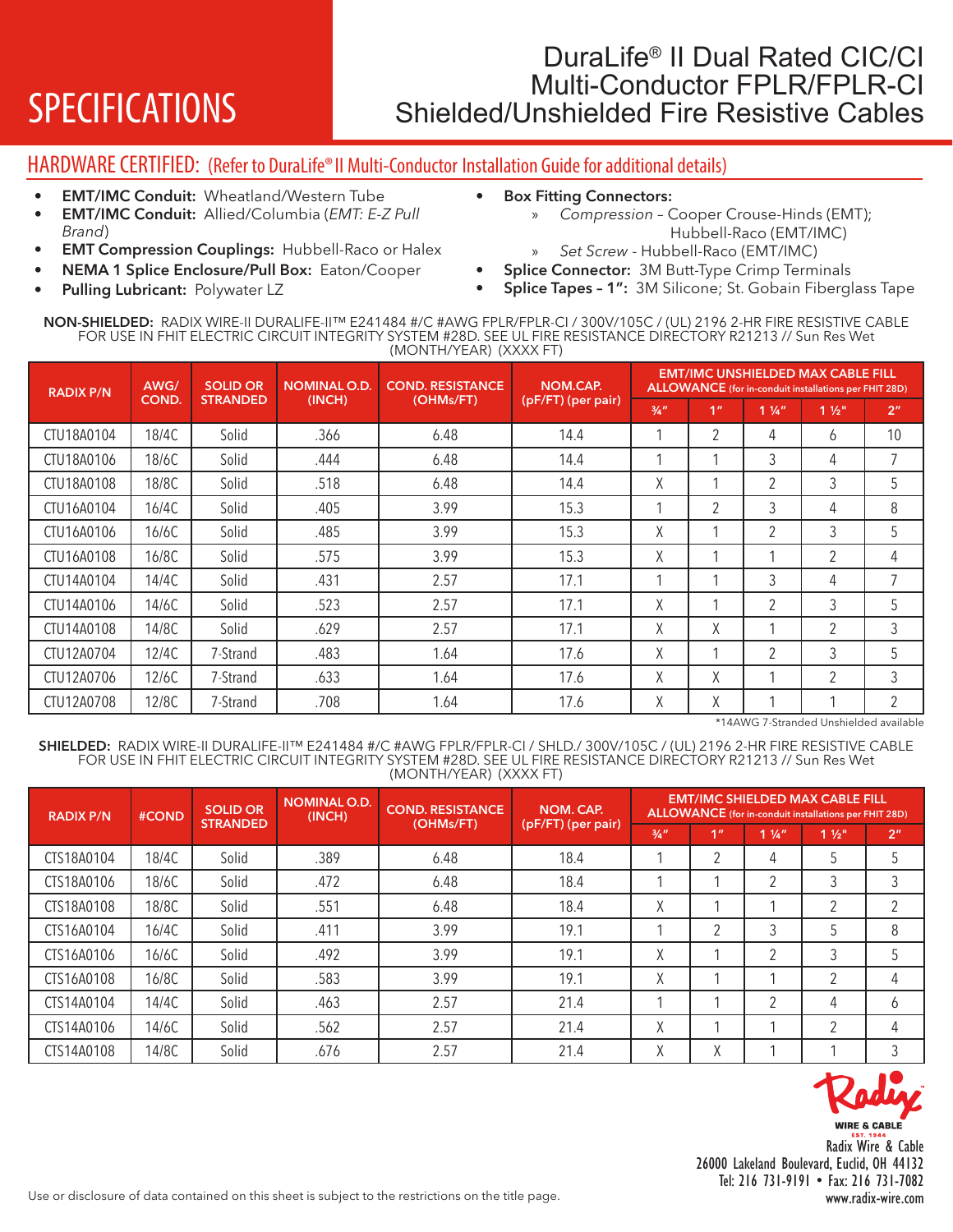# SPECIFICATIONS

# DuraLife® II Dual Rated CIC/CI Multi-Conductor FPLR/FPLR-CI Shielded/Unshielded Fire Resistive Cables

## HARDWARE CERTIFIED: (Refer to DuraLife® II Multi-Conductor Installation Guide for additional details)

- **EMT/IMC Conduit:** Wheatland/Western Tube
- **EMT/IMC Conduit:** Allied/Columbia (*EMT: E-Z Pull Brand*)
- **EMT Compression Couplings:** Hubbell-Raco or Halex
- **NEMA 1 Splice Enclosure/Pull Box:** Eaton/Cooper
- **Pulling Lubricant:** Polywater LZ
- **Box Fitting Connectors:**
  - » *Compression* – Cooper Crouse-Hinds (EMT); Hubbell-Raco (EMT/IMC)
  - » *Set Screw* - Hubbell-Raco (EMT/IMC)
- **Splice Connector:** 3M Butt-Type Crimp Terminals
- **Splice Tapes – 1":** 3M Silicone; St. Gobain Fiberglass Tape

**NON-SHIELDED:** RADIX WIRE-II DURALIFE-II™ E241484 #/C #AWG FPLR/FPLR-CI / 300V/105C / (UL) 2196 2-HR FIRE RESISTIVE CABLE FOR USE IN FHIT ELECTRIC CIRCUIT INTEGRITY SYSTEM #28D. SEE UL FIRE RESISTANCE DIRECTORY R21213 // Sun Res Wet (MONTH/YEAR) (XXXX FT)

| RADIX P/N | AWG/ COND. | SOLID OR STRANDED | NOMINAL O.D. (INCH) | COND. RESISTANCE (OHMs/FT) | NOM.CAP. (pF/FT) (per pair) | EMT/IMC UNSHIELDED MAX CABLE FILL ALLOWANCE (for in-conduit installations per FHIT 28D) | | | | |
|---|---|---|---|---|---|---|---|---|---|---|
| | | | | | | ¾" | 1" | 1 ¼" | 1 ½" | 2" |
| CTU18A0104 | 18/4C | Solid | .366 | 6.48 | 14.4 | 1 | 2 | 4 | 6 | 10 |
| CTU18A0106 | 18/6C | Solid | .444 | 6.48 | 14.4 | 1 | 1 | 3 | 4 | 7 |
| CTU18A0108 | 18/8C | Solid | .518 | 6.48 | 14.4 | X | 1 | 2 | 3 | 5 |
| CTU16A0104 | 16/4C | Solid | .405 | 3.99 | 15.3 | 1 | 2 | 3 | 4 | 8 |
| CTU16A0106 | 16/6C | Solid | .485 | 3.99 | 15.3 | X | 1 | 2 | 3 | 5 |
| CTU16A0108 | 16/8C | Solid | .575 | 3.99 | 15.3 | X | 1 | 1 | 2 | 4 |
| CTU14A0104 | 14/4C | Solid | .431 | 2.57 | 17.1 | 1 | 1 | 3 | 4 | 7 |
| CTU14A0106 | 14/6C | Solid | .523 | 2.57 | 17.1 | X | 1 | 2 | 3 | 5 |
| CTU14A0108 | 14/8C | Solid | .629 | 2.57 | 17.1 | X | X | 1 | 2 | 3 |
| CTU12A0704 | 12/4C | 7-Strand | .483 | 1.64 | 17.6 | X | 1 | 2 | 3 | 5 |
| CTU12A0706 | 12/6C | 7-Strand | .633 | 1.64 | 17.6 | X | X | 1 | 2 | 3 |
| CTU12A0708 | 12/8C | 7-Strand | .708 | 1.64 | 17.6 | X | X | 1 | 1 | 2 |

*14AWG 7-Stranded Unshielded available

**SHIELDED:** RADIX WIRE-II DURALIFE-II™ E241484 #/C #AWG FPLR/FPLR-CI / SHLD./ 300V/105C / (UL) 2196 2-HR FIRE RESISTIVE CABLE FOR USE IN FHIT ELECTRIC CIRCUIT INTEGRITY SYSTEM #28D. SEE UL FIRE RESISTANCE DIRECTORY R21213 // Sun Res Wet (MONTH/YEAR) (XXXX FT)

| RADIX P/N | #COND | SOLID OR STRANDED | NOMINAL O.D. (INCH) | COND. RESISTANCE (OHMs/FT) | NOM. CAP. (pF/FT) (per pair) | EMT/IMC SHIELDED MAX CABLE FILL ALLOWANCE (for in-conduit installations per FHIT 28D) | | | | |
|---|---|---|---|---|---|---|---|---|---|---|
| | | | | | | ¾" | 1" | 1 ¼" | 1 ½" | 2" |
| CTS18A0104 | 18/4C | Solid | .389 | 6.48 | 18.4 | 1 | 2 | 4 | 5 | 5 |
| CTS18A0106 | 18/6C | Solid | .472 | 6.48 | 18.4 | 1 | 1 | 2 | 3 | 3 |
| CTS18A0108 | 18/8C | Solid | .551 | 6.48 | 18.4 | X | 1 | 1 | 2 | 2 |
| CTS16A0104 | 16/4C | Solid | .411 | 3.99 | 19.1 | 1 | 2 | 3 | 5 | 8 |
| CTS16A0106 | 16/6C | Solid | .492 | 3.99 | 19.1 | X | 1 | 2 | 3 | 5 |
| CTS16A0108 | 16/8C | Solid | .583 | 3.99 | 19.1 | X | 1 | 1 | 2 | 4 |
| CTS14A0104 | 14/4C | Solid | .463 | 2.57 | 21.4 | 1 | 1 | 2 | 4 | 6 |
| CTS14A0106 | 14/6C | Solid | .562 | 2.57 | 21.4 | X | 1 | 1 | 2 | 4 |
| CTS14A0108 | 14/8C | Solid | .676 | 2.57 | 21.4 | X | X | 1 | 1 | 3 |

Radix WIRE & CABLE EST. 1944

Radix Wire & Cable
26000 Lakeland Boulevard, Euclid, OH 44132
Tel: 216 731-9191 • Fax: 216 731-7082
www.radix-wire.com

Use or disclosure of data contained on this sheet is subject to the restrictions on the title page.